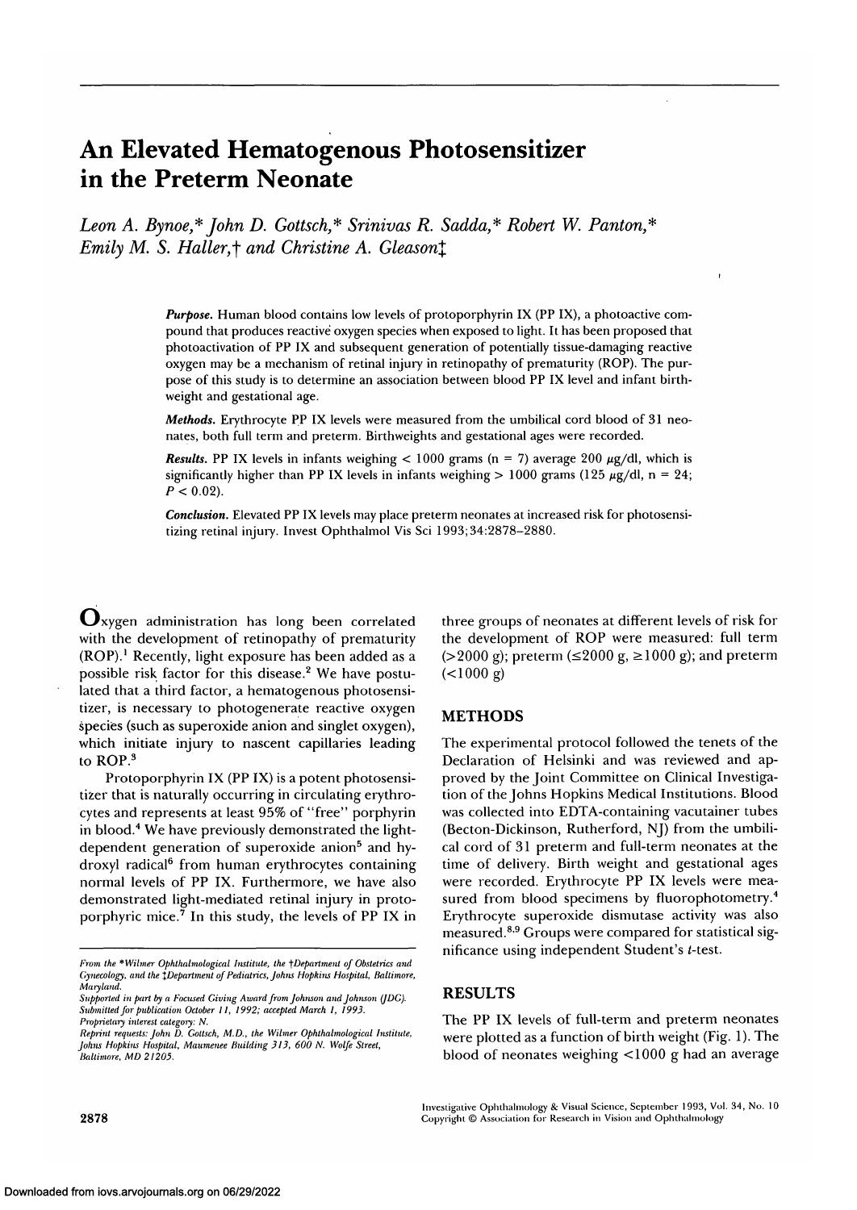# An Elevated Hematogenous Photosensitizer in the Preterm Neonate

*Leon A. Bynoe,\* John D. Gottsch,\* Srinivas R. Sadda,\* Robert W. Panton,\* Emily M. S. Haller,† and Christine A. Gleason‡*

***Purpose.*** Human blood contains low levels of protoporphyrin IX (PP IX), a photoactive compound that produces reactive oxygen species when exposed to light. It has been proposed that photoactivation of PP IX and subsequent generation of potentially tissue-damaging reactive oxygen may be a mechanism of retinal injury in retinopathy of prematurity (ROP). The purpose of this study is to determine an association between blood PP IX level and infant birthweight and gestational age.

***Methods.*** Erythrocyte PP IX levels were measured from the umbilical cord blood of 31 neonates, both full term and preterm. Birthweights and gestational ages were recorded.

***Results.*** PP IX levels in infants weighing < 1000 grams (n = 7) average 200 $\mu$g/dl, which is significantly higher than PP IX levels in infants weighing > 1000 grams (125 $\mu$g/dl, n = 24; $P < 0.02$).

***Conclusion.*** Elevated PP IX levels may place preterm neonates at increased risk for photosensitizing retinal injury. Invest Ophthalmol Vis Sci 1993;34:2878–2880.

Oxygen administration has long been correlated with the development of retinopathy of prematurity (ROP).[1] Recently, light exposure has been added as a possible risk factor for this disease.[2] We have postulated that a third factor, a hematogenous photosensitizer, is necessary to photogenerate reactive oxygen species (such as superoxide anion and singlet oxygen), which initiate injury to nascent capillaries leading to ROP.[3]

Protoporphyrin IX (PP IX) is a potent photosensitizer that is naturally occurring in circulating erythrocytes and represents at least 95% of "free" porphyrin in blood.[4] We have previously demonstrated the light-dependent generation of superoxide anion[5] and hydroxyl radical[6] from human erythrocytes containing normal levels of PP IX. Furthermore, we have also demonstrated light-mediated retinal injury in protoporphyric mice.[7] In this study, the levels of PP IX in three groups of neonates at different levels of risk for the development of ROP were measured: full term (>2000 g); preterm (≤2000 g, ≥1000 g); and preterm (<1000 g)

## METHODS

The experimental protocol followed the tenets of the Declaration of Helsinki and was reviewed and approved by the Joint Committee on Clinical Investigation of the Johns Hopkins Medical Institutions. Blood was collected into EDTA-containing vacutainer tubes (Becton-Dickinson, Rutherford, NJ) from the umbilical cord of 31 preterm and full-term neonates at the time of delivery. Birth weight and gestational ages were recorded. Erythrocyte PP IX levels were measured from blood specimens by fluorophotometry.[4] Erythrocyte superoxide dismutase activity was also measured.[8,9] Groups were compared for statistical significance using independent Student's *t*-test.

## RESULTS

The PP IX levels of full-term and preterm neonates were plotted as a function of birth weight (Fig. 1). The blood of neonates weighing <1000 g had an average

*From the \*Wilmer Ophthalmological Institute, the †Department of Obstetrics and Gynecology, and the ‡Department of Pediatrics, Johns Hopkins Hospital, Baltimore, Maryland.*
*Supported in part by a Focused Giving Award from Johnson and Johnson (JDG).*
*Submitted for publication October 11, 1992; accepted March 1, 1993.*
*Proprietary interest category: N.*
*Reprint requests: John D. Gottsch, M.D., the Wilmer Ophthalmological Institute, Johns Hopkins Hospital, Maumenee Building 313, 600 N. Wolfe Street, Baltimore, MD 21205.*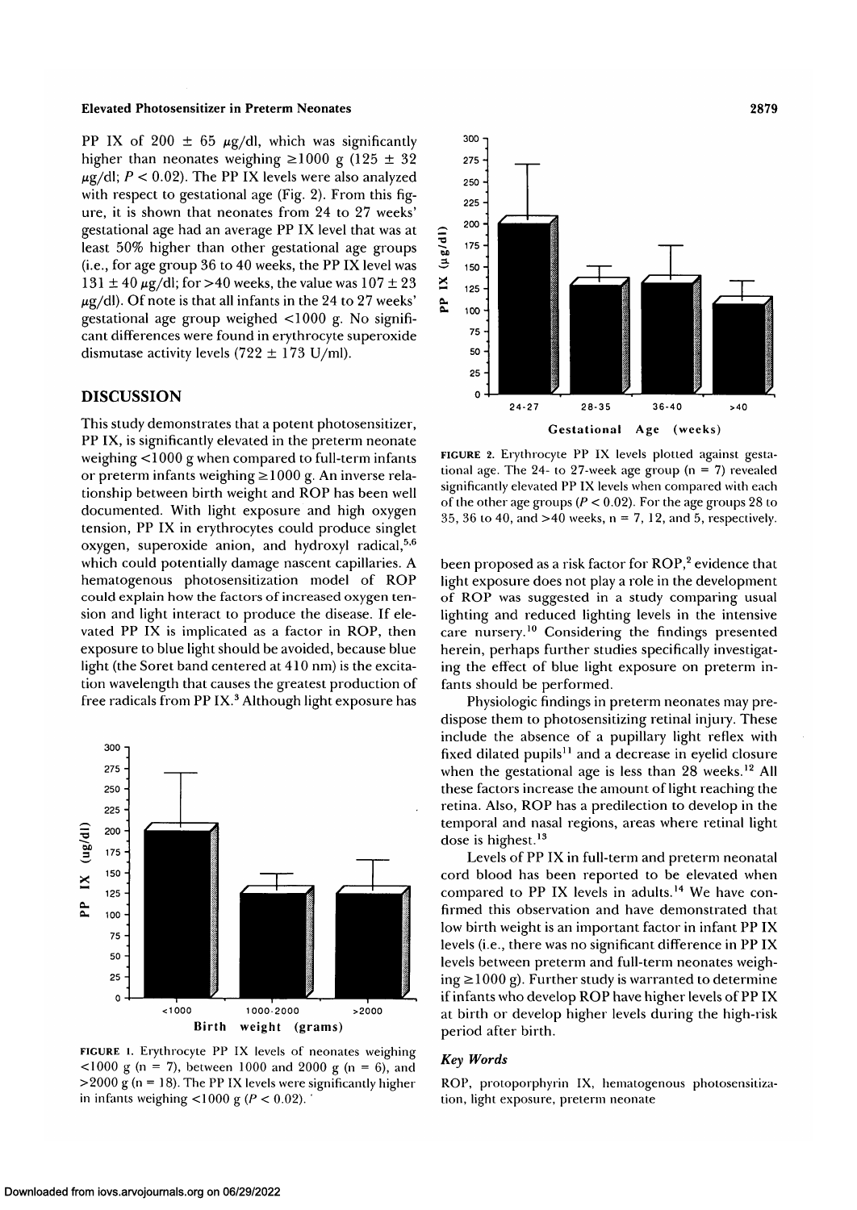PP IX of $200 \pm 65$ μg/dl, which was significantly higher than neonates weighing ≥1000 g ($125 \pm 32$ μg/dl; $P < 0.02$). The PP IX levels were also analyzed with respect to gestational age (Fig. 2). From this figure, it is shown that neonates from 24 to 27 weeks' gestational age had an average PP IX level that was at least 50% higher than other gestational age groups (i.e., for age group 36 to 40 weeks, the PP IX level was $131 \pm 40$ μg/dl; for >40 weeks, the value was $107 \pm 23$ μg/dl). Of note is that all infants in the 24 to 27 weeks' gestational age group weighed <1000 g. No significant differences were found in erythrocyte superoxide dismutase activity levels ($722 \pm 173$ U/ml).

## DISCUSSION

This study demonstrates that a potent photosensitizer, PP IX, is significantly elevated in the preterm neonate weighing <1000 g when compared to full-term infants or preterm infants weighing ≥1000 g. An inverse relationship between birth weight and ROP has been well documented. With light exposure and high oxygen tension, PP IX in erythrocytes could produce singlet oxygen, superoxide anion, and hydroxyl radical,[5,6] which could potentially damage nascent capillaries. A hematogenous photosensitization model of ROP could explain how the factors of increased oxygen tension and light interact to produce the disease. If elevated PP IX is implicated as a factor in ROP, then exposure to blue light should be avoided, because blue light (the Soret band centered at 410 nm) is the excitation wavelength that causes the greatest production of free radicals from PP IX.[3] Although light exposure has been proposed as a risk factor for ROP,[2] evidence that light exposure does not play a role in the development of ROP was suggested in a study comparing usual lighting and reduced lighting levels in the intensive care nursery.[10] Considering the findings presented herein, perhaps further studies specifically investigating the effect of blue light exposure on preterm infants should be performed.

Physiologic findings in preterm neonates may predispose them to photosensitizing retinal injury. These include the absence of a pupillary light reflex with fixed dilated pupils[11] and a decrease in eyelid closure when the gestational age is less than 28 weeks.[12] All these factors increase the amount of light reaching the retina. Also, ROP has a predilection to develop in the temporal and nasal regions, areas where retinal light dose is highest.[13]

Levels of PP IX in full-term and preterm neonatal cord blood has been reported to be elevated when compared to PP IX levels in adults.[14] We have confirmed this observation and have demonstrated that low birth weight is an important factor in infant PP IX levels (i.e., there was no significant difference in PP IX levels between preterm and full-term neonates weighing ≥1000 g). Further study is warranted to determine if infants who develop ROP have higher levels of PP IX at birth or develop higher levels during the high-risk period after birth.

FIGURE 1. Erythrocyte PP IX levels of neonates weighing <1000 g (n = 7), between 1000 and 2000 g (n = 6), and >2000 g (n = 18). The PP IX levels were significantly higher in infants weighing <1000 g ($P < 0.02$).

FIGURE 2. Erythrocyte PP IX levels plotted against gestational age. The 24- to 27-week age group (n = 7) revealed significantly elevated PP IX levels when compared with each of the other age groups ($P < 0.02$). For the age groups 28 to 35, 36 to 40, and >40 weeks, n = 7, 12, and 5, respectively.

### *Key Words*

ROP, protoporphyrin IX, hematogenous photosensitization, light exposure, preterm neonate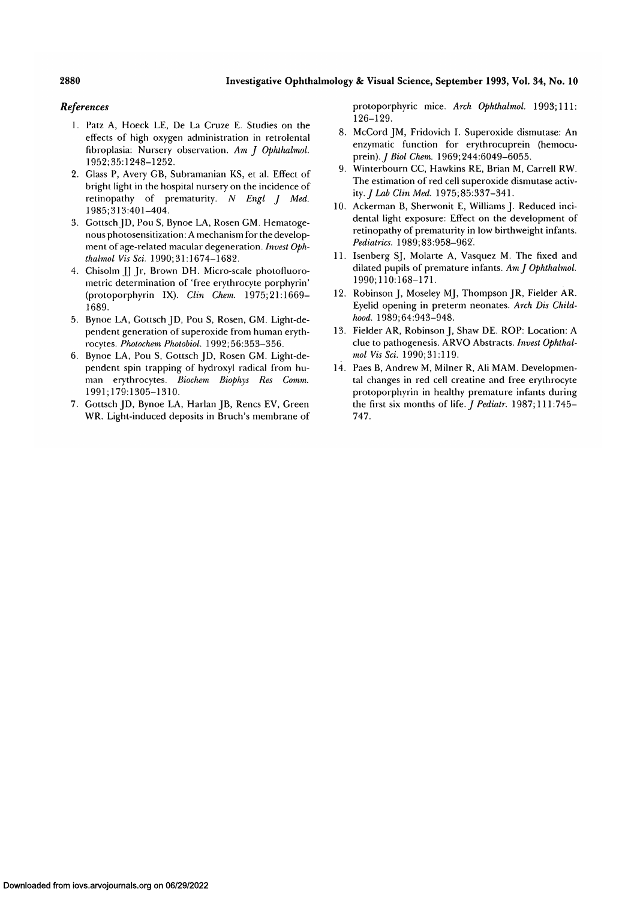### *References*

1. Patz A, Hoeck LE, De La Cruze E. Studies on the effects of high oxygen administration in retrolental fibroplasia: Nursery observation. *Am J Ophthalmol.* 1952;35:1248–1252.
2. Glass P, Avery GB, Subramanian KS, et al. Effect of bright light in the hospital nursery on the incidence of retinopathy of prematurity. *N Engl J Med.* 1985;313:401–404.
3. Gottsch JD, Pou S, Bynoe LA, Rosen GM. Hematogenous photosensitization: A mechanism for the development of age-related macular degeneration. *Invest Ophthalmol Vis Sci.* 1990;31:1674–1682.
4. Chisolm JJ Jr, Brown DH. Micro-scale photofluorometric determination of 'free erythrocyte porphyrin' (protoporphyrin IX). *Clin Chem.* 1975;21:1669–1689.
5. Bynoe LA, Gottsch JD, Pou S, Rosen, GM. Light-dependent generation of superoxide from human erythrocytes. *Photochem Photobiol.* 1992;56:353–356.
6. Bynoe LA, Pou S, Gottsch JD, Rosen GM. Light-dependent spin trapping of hydroxyl radical from human erythrocytes. *Biochem Biophys Res Comm.* 1991;179:1305–1310.
7. Gottsch JD, Bynoe LA, Harlan JB, Rencs EV, Green WR. Light-induced deposits in Bruch's membrane of protoporphyric mice. *Arch Ophthalmol.* 1993;111:126–129.
8. McCord JM, Fridovich I. Superoxide dismutase: An enzymatic function for erythrocuprein (hemocuprein). *J Biol Chem.* 1969;244:6049–6055.
9. Winterbourn CC, Hawkins RE, Brian M, Carrell RW. The estimation of red cell superoxide dismutase activity. *J Lab Clin Med.* 1975;85:337–341.
10. Ackerman B, Sherwonit E, Williams J. Reduced incidental light exposure: Effect on the development of retinopathy of prematurity in low birthweight infants. *Pediatrics.* 1989;83:958–962.
11. Isenberg SJ, Molarte A, Vasquez M. The fixed and dilated pupils of premature infants. *Am J Ophthalmol.* 1990;110:168–171.
12. Robinson J, Moseley MJ, Thompson JR, Fielder AR. Eyelid opening in preterm neonates. *Arch Dis Childhood.* 1989;64:943–948.
13. Fielder AR, Robinson J, Shaw DE. ROP: Location: A clue to pathogenesis. ARVO Abstracts. *Invest Ophthalmol Vis Sci.* 1990;31:119.
14. Paes B, Andrew M, Milner R, Ali MAM. Developmental changes in red cell creatine and free erythrocyte protoporphyrin in healthy premature infants during the first six months of life. *J Pediatr.* 1987;111:745–747.